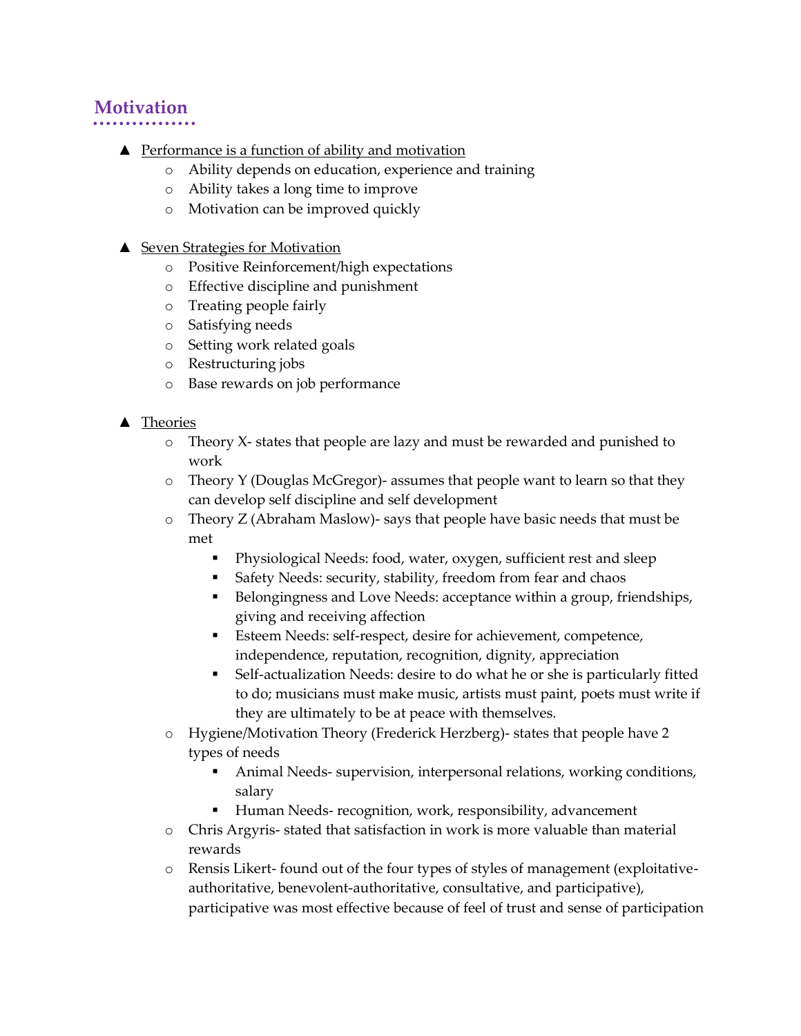## Motivation

- Performance is a function of ability and motivation
  - Ability depends on education, experience and training
  - Ability takes a long time to improve
  - Motivation can be improved quickly

- Seven Strategies for Motivation
  - Positive Reinforcement/high expectations
  - Effective discipline and punishment
  - Treating people fairly
  - Satisfying needs
  - Setting work related goals
  - Restructuring jobs
  - Base rewards on job performance

- Theories
  - Theory X- states that people are lazy and must be rewarded and punished to work
  - Theory Y (Douglas McGregor)- assumes that people want to learn so that they can develop self discipline and self development
  - Theory Z (Abraham Maslow)- says that people have basic needs that must be met
    - Physiological Needs: food, water, oxygen, sufficient rest and sleep
    - Safety Needs: security, stability, freedom from fear and chaos
    - Belongingness and Love Needs: acceptance within a group, friendships, giving and receiving affection
    - Esteem Needs: self-respect, desire for achievement, competence, independence, reputation, recognition, dignity, appreciation
    - Self-actualization Needs: desire to do what he or she is particularly fitted to do; musicians must make music, artists must paint, poets must write if they are ultimately to be at peace with themselves.
  - Hygiene/Motivation Theory (Frederick Herzberg)- states that people have 2 types of needs
    - Animal Needs- supervision, interpersonal relations, working conditions, salary
    - Human Needs- recognition, work, responsibility, advancement
  - Chris Argyris- stated that satisfaction in work is more valuable than material rewards
  - Rensis Likert- found out of the four types of styles of management (exploitative-authoritative, benevolent-authoritative, consultative, and participative), participative was most effective because of feel of trust and sense of participation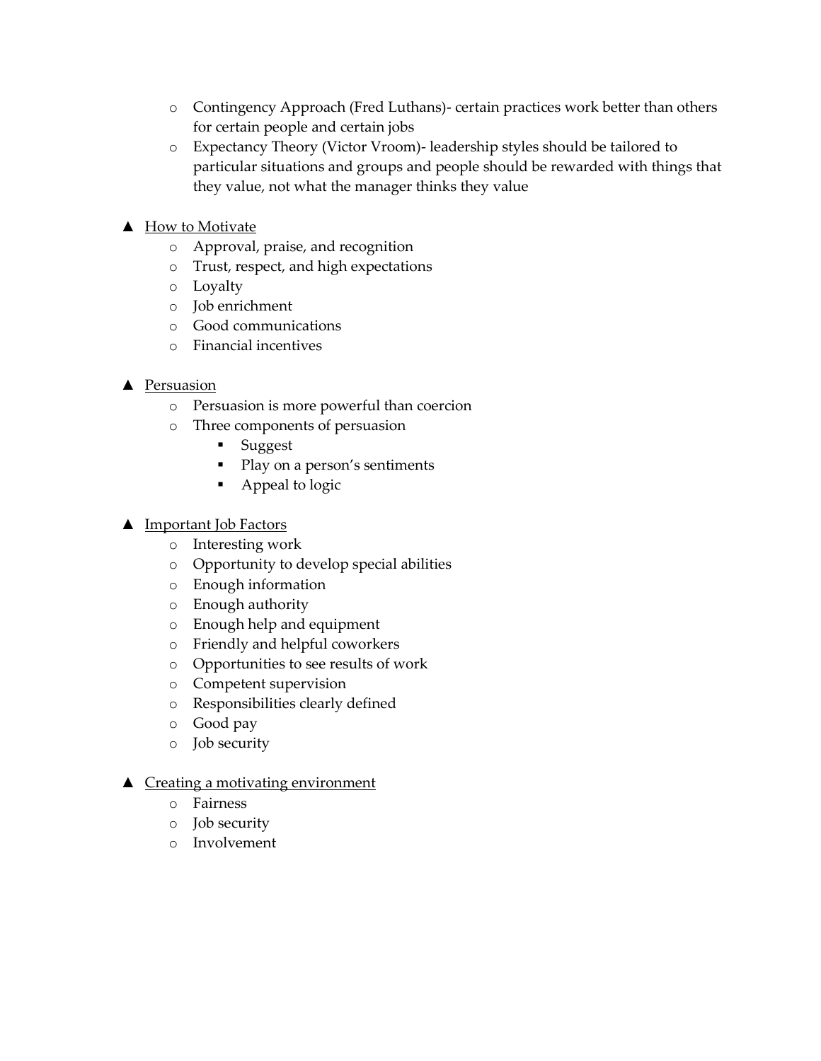- Contingency Approach (Fred Luthans)- certain practices work better than others for certain people and certain jobs
  - Expectancy Theory (Victor Vroom)- leadership styles should be tailored to particular situations and groups and people should be rewarded with things that they value, not what the manager thinks they value

- How to Motivate
  - Approval, praise, and recognition
  - Trust, respect, and high expectations
  - Loyalty
  - Job enrichment
  - Good communications
  - Financial incentives

- Persuasion
  - Persuasion is more powerful than coercion
  - Three components of persuasion
    - Suggest
    - Play on a person's sentiments
    - Appeal to logic

- Important Job Factors
  - Interesting work
  - Opportunity to develop special abilities
  - Enough information
  - Enough authority
  - Enough help and equipment
  - Friendly and helpful coworkers
  - Opportunities to see results of work
  - Competent supervision
  - Responsibilities clearly defined
  - Good pay
  - Job security

- Creating a motivating environment
  - Fairness
  - Job security
  - Involvement